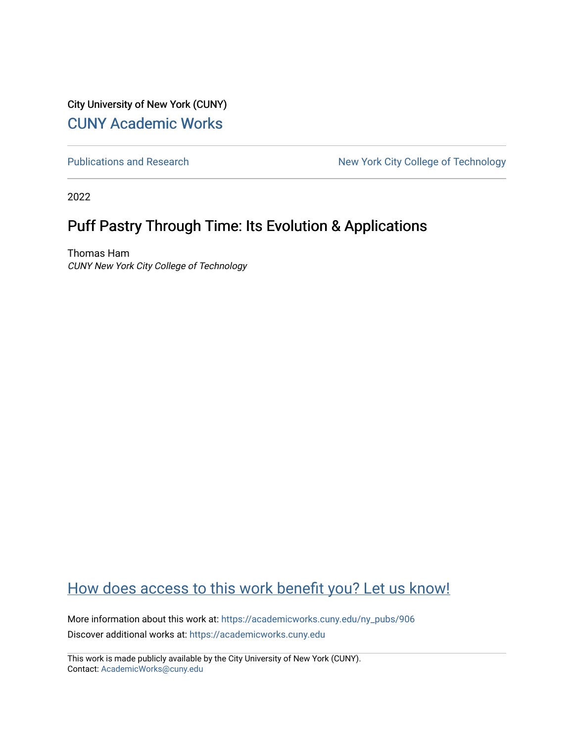City University of New York (CUNY)

CUNY Academic Works

---

Publications and Research | New York City College of Technology

---

2022

# Puff Pastry Through Time: Its Evolution & Applications

Thomas Ham
*CUNY New York City College of Technology*

How does access to this work benefit you? Let us know!

More information about this work at: https://academicworks.cuny.edu/ny_pubs/906
Discover additional works at: https://academicworks.cuny.edu

This work is made publicly available by the City University of New York (CUNY).
Contact: AcademicWorks@cuny.edu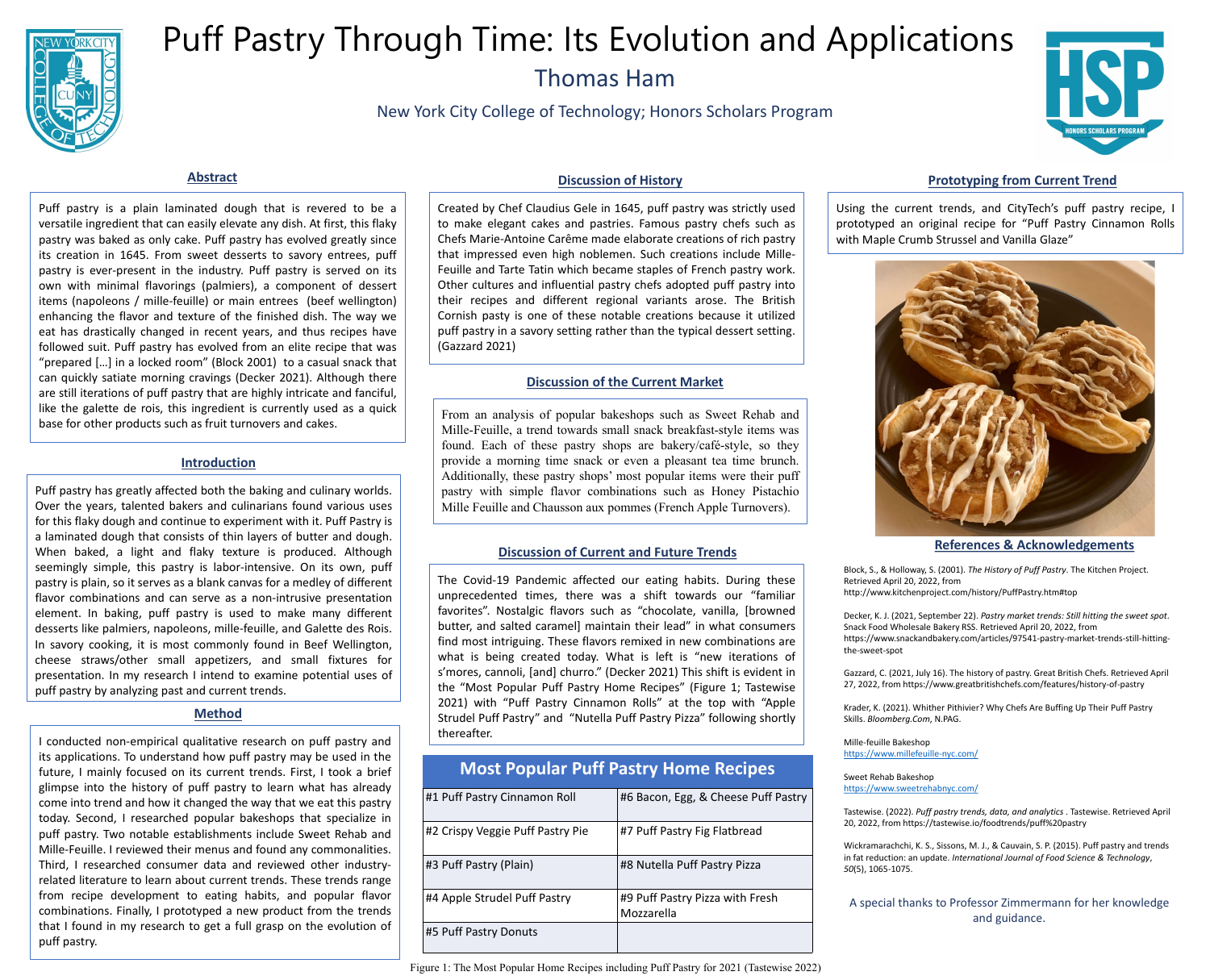# Puff Pastry Through Time: Its Evolution and Applications

Thomas Ham

New York City College of Technology; Honors Scholars Program

## Abstract

Puff pastry is a plain laminated dough that is revered to be a versatile ingredient that can easily elevate any dish. At first, this flaky pastry was baked as only cake. Puff pastry has evolved greatly since its creation in 1645. From sweet desserts to savory entrees, puff pastry is ever-present in the industry. Puff pastry is served on its own with minimal flavorings (palmiers), a component of dessert items (napoleons / mille-feuille) or main entrees (beef wellington) enhancing the flavor and texture of the finished dish. The way we eat has drastically changed in recent years, and thus recipes have followed suit. Puff pastry has evolved from an elite recipe that was "prepared […] in a locked room" (Block 2001) to a casual snack that can quickly satiate morning cravings (Decker 2021). Although there are still iterations of puff pastry that are highly intricate and fanciful, like the galette de rois, this ingredient is currently used as a quick base for other products such as fruit turnovers and cakes.

## Introduction

Puff pastry has greatly affected both the baking and culinary worlds. Over the years, talented bakers and culinarians found various uses for this flaky dough and continue to experiment with it. Puff Pastry is a laminated dough that consists of thin layers of butter and dough. When baked, a light and flaky texture is produced. Although seemingly simple, this pastry is labor-intensive. On its own, puff pastry is plain, so it serves as a blank canvas for a medley of different flavor combinations and can serve as a non-intrusive presentation element. In baking, puff pastry is used to make many different desserts like palmiers, napoleons, mille-feuille, and Galette des Rois. In savory cooking, it is most commonly found in Beef Wellington, cheese straws/other small appetizers, and small fixtures for presentation. In my research I intend to examine potential uses of puff pastry by analyzing past and current trends.

## Method

I conducted non-empirical qualitative research on puff pastry and its applications. To understand how puff pastry may be used in the future, I mainly focused on its current trends. First, I took a brief glimpse into the history of puff pastry to learn what has already come into trend and how it changed the way that we eat this pastry today. Second, I researched popular bakeshops that specialize in puff pastry. Two notable establishments include Sweet Rehab and Mille-Feuille. I reviewed their menus and found any commonalities. Third, I researched consumer data and reviewed other industry-related literature to learn about current trends. These trends range from recipe development to eating habits, and popular flavor combinations. Finally, I prototyped a new product from the trends that I found in my research to get a full grasp on the evolution of puff pastry.

## Discussion of History

Created by Chef Claudius Gele in 1645, puff pastry was strictly used to make elegant cakes and pastries. Famous pastry chefs such as Chefs Marie-Antoine Carême made elaborate creations of rich pastry that impressed even high noblemen. Such creations include Mille-Feuille and Tarte Tatin which became staples of French pastry work. Other cultures and influential pastry chefs adopted puff pastry into their recipes and different regional variants arose. The British Cornish pasty is one of these notable creations because it utilized puff pastry in a savory setting rather than the typical dessert setting. (Gazzard 2021)

## Discussion of the Current Market

From an analysis of popular bakeshops such as Sweet Rehab and Mille-Feuille, a trend towards small snack breakfast-style items was found. Each of these pastry shops are bakery/café-style, so they provide a morning time snack or even a pleasant tea time brunch. Additionally, these pastry shops' most popular items were their puff pastry with simple flavor combinations such as Honey Pistachio Mille Feuille and Chausson aux pommes (French Apple Turnovers).

## Discussion of Current and Future Trends

The Covid-19 Pandemic affected our eating habits. During these unprecedented times, there was a shift towards our "familiar favorites". Nostalgic flavors such as "chocolate, vanilla, [browned butter, and salted caramel] maintain their lead" in what consumers find most intriguing. These flavors remixed in new combinations are what is being created today. What is left is "new iterations of s'mores, cannoli, [and] churro." (Decker 2021) This shift is evident in the "Most Popular Puff Pastry Home Recipes" (Figure 1; Tastewise 2021) with "Puff Pastry Cinnamon Rolls" at the top with "Apple Strudel Puff Pastry" and "Nutella Puff Pastry Pizza" following shortly thereafter.

| Most Popular Puff Pastry Home Recipes | |
|---|---|
| #1 Puff Pastry Cinnamon Roll | #6 Bacon, Egg, & Cheese Puff Pastry |
| #2 Crispy Veggie Puff Pastry Pie | #7 Puff Pastry Fig Flatbread |
| #3 Puff Pastry (Plain) | #8 Nutella Puff Pastry Pizza |
| #4 Apple Strudel Puff Pastry | #9 Puff Pastry Pizza with Fresh Mozzarella |
| #5 Puff Pastry Donuts | |

Figure 1: The Most Popular Home Recipes including Puff Pastry for 2021 (Tastewise 2022)

## Prototyping from Current Trend

Using the current trends, and CityTech's puff pastry recipe, I prototyped an original recipe for "Puff Pastry Cinnamon Rolls with Maple Crumb Strussel and Vanilla Glaze"

## References & Acknowledgements

Block, S., & Holloway, S. (2001). *The History of Puff Pastry*. The Kitchen Project. Retrieved April 20, 2022, from http://www.kitchenproject.com/history/PuffPastry.htm#top

Decker, K. J. (2021, September 22). *Pastry market trends: Still hitting the sweet spot*. Snack Food Wholesale Bakery RSS. Retrieved April 20, 2022, from https://www.snackandbakery.com/articles/97541-pastry-market-trends-still-hitting-the-sweet-spot

Gazzard, C. (2021, July 16). The history of pastry. Great British Chefs. Retrieved April 27, 2022, from https://www.greatbritishchefs.com/features/history-of-pastry

Krader, K. (2021). Whither Pithivier? Why Chefs Are Buffing Up Their Puff Pastry Skills. *Bloomberg.Com*, N.PAG.

Mille-feuille Bakeshop
https://www.millefeuille-nyc.com/

Sweet Rehab Bakeshop
https://www.sweetrehabnyc.com/

Tastewise. (2022). *Puff pastry trends, data, and analytics*. Tastewise. Retrieved April 20, 2022, from https://tastewise.io/foodtrends/puff%20pastry

Wickramarachchi, K. S., Sissons, M. J., & Cauvain, S. P. (2015). Puff pastry and trends in fat reduction: an update. *International Journal of Food Science & Technology*, *50*(5), 1065-1075.

A special thanks to Professor Zimmermann for her knowledge and guidance.